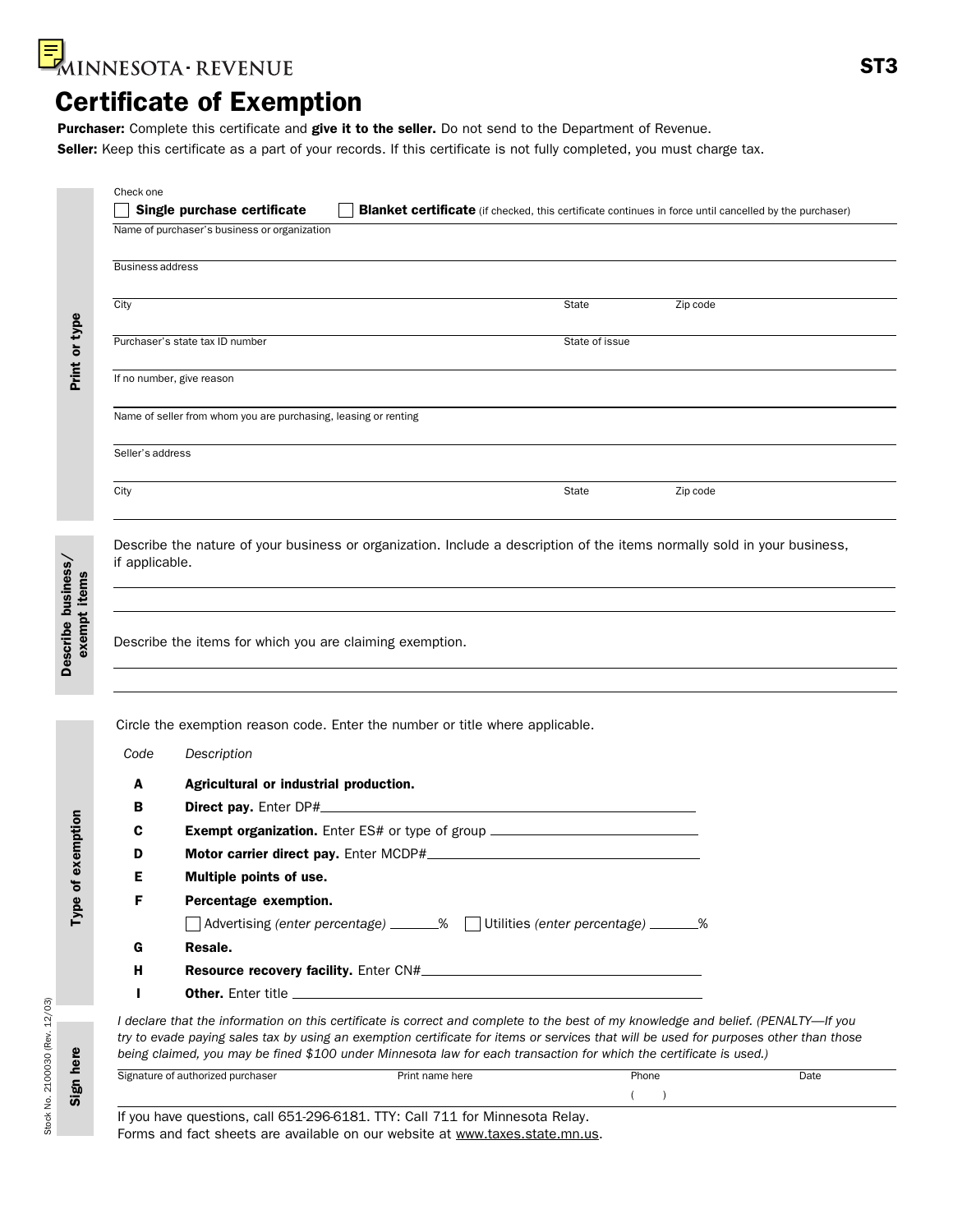MINNESOTA · REVENUE

**ST3**

# Certificate of Exemption

**Purchaser:** Complete this certificate and **give it to the seller.** Do not send to the Department of Revenue.

**Seller:** Keep this certificate as a part of your records. If this certificate is not fully completed, you must charge tax.

## Print or type

Check one

☐ **Single purchase certificate** ☐ **Blanket certificate** (if checked, this certificate continues in force until cancelled by the purchaser)

Name of purchaser's business or organization

Business address

City | State | Zip code

Purchaser's state tax ID number | State of issue

If no number, give reason

Name of seller from whom you are purchasing, leasing or renting

Seller's address

City | State | Zip code

## Describe business/ exempt items

Describe the nature of your business or organization. Include a description of the items normally sold in your business, if applicable.

Describe the items for which you are claiming exemption.

## Type of exemption

Circle the exemption reason code. Enter the number or title where applicable.

| *Code* | *Description* |
|---|---|
| **A** | **Agricultural or industrial production.** |
| **B** | **Direct pay.** Enter DP#\_\_\_\_\_\_\_\_ |
| **C** | **Exempt organization.** Enter ES# or type of group \_\_\_\_\_\_\_\_ |
| **D** | **Motor carrier direct pay.** Enter MCDP#\_\_\_\_\_\_\_\_ |
| **E** | **Multiple points of use.** |
| **F** | **Percentage exemption.** ☐ Advertising *(enter percentage)* \_\_\_\_\_% ☐ Utilities *(enter percentage)* \_\_\_\_\_% |
| **G** | **Resale.** |
| **H** | **Resource recovery facility.** Enter CN#\_\_\_\_\_\_\_\_ |
| **I** | **Other.** Enter title \_\_\_\_\_\_\_\_ |

## Sign here

*I declare that the information on this certificate is correct and complete to the best of my knowledge and belief. (PENALTY—If you try to evade paying sales tax by using an exemption certificate for items or services that will be used for purposes other than those being claimed, you may be fined $100 under Minnesota law for each transaction for which the certificate is used.)*

Signature of authorized purchaser | Print name here | Phone ( ) | Date

If you have questions, call 651-296-6181. TTY: Call 711 for Minnesota Relay.
Forms and fact sheets are available on our website at www.taxes.state.mn.us.

Stock No. 2100030 (Rev. 12/03)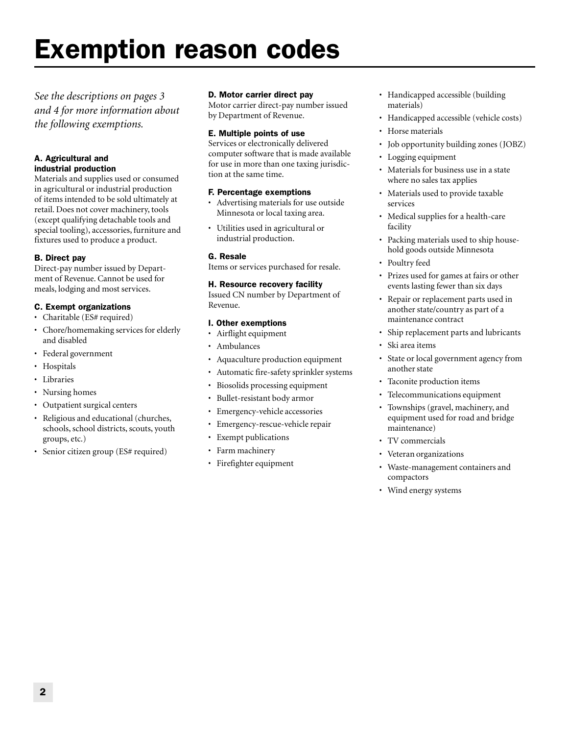# Exemption reason codes

*See the descriptions on pages 3 and 4 for more information about the following exemptions.*

**A. Agricultural and industrial production**

Materials and supplies used or consumed in agricultural or industrial production of items intended to be sold ultimately at retail. Does not cover machinery, tools (except qualifying detachable tools and special tooling), accessories, furniture and fixtures used to produce a product.

**B. Direct pay**

Direct-pay number issued by Department of Revenue. Cannot be used for meals, lodging and most services.

**C. Exempt organizations**

- Charitable (ES# required)
- Chore/homemaking services for elderly and disabled
- Federal government
- Hospitals
- Libraries
- Nursing homes
- Outpatient surgical centers
- Religious and educational (churches, schools, school districts, scouts, youth groups, etc.)
- Senior citizen group (ES# required)

**D. Motor carrier direct pay**

Motor carrier direct-pay number issued by Department of Revenue.

**E. Multiple points of use**

Services or electronically delivered computer software that is made available for use in more than one taxing jurisdiction at the same time.

**F. Percentage exemptions**

- Advertising materials for use outside Minnesota or local taxing area.
- Utilities used in agricultural or industrial production.

**G. Resale**

Items or services purchased for resale.

**H. Resource recovery facility**

Issued CN number by Department of Revenue.

**I. Other exemptions**

- Airflight equipment
- Ambulances
- Aquaculture production equipment
- Automatic fire-safety sprinkler systems
- Biosolids processing equipment
- Bullet-resistant body armor
- Emergency-vehicle accessories
- Emergency-rescue-vehicle repair
- Exempt publications
- Farm machinery
- Firefighter equipment
- Handicapped accessible (building materials)
- Handicapped accessible (vehicle costs)
- Horse materials
- Job opportunity building zones (JOBZ)
- Logging equipment
- Materials for business use in a state where no sales tax applies
- Materials used to provide taxable services
- Medical supplies for a health-care facility
- Packing materials used to ship household goods outside Minnesota
- Poultry feed
- Prizes used for games at fairs or other events lasting fewer than six days
- Repair or replacement parts used in another state/country as part of a maintenance contract
- Ship replacement parts and lubricants
- Ski area items
- State or local government agency from another state
- Taconite production items
- Telecommunications equipment
- Townships (gravel, machinery, and equipment used for road and bridge maintenance)
- TV commercials
- Veteran organizations
- Waste-management containers and compactors
- Wind energy systems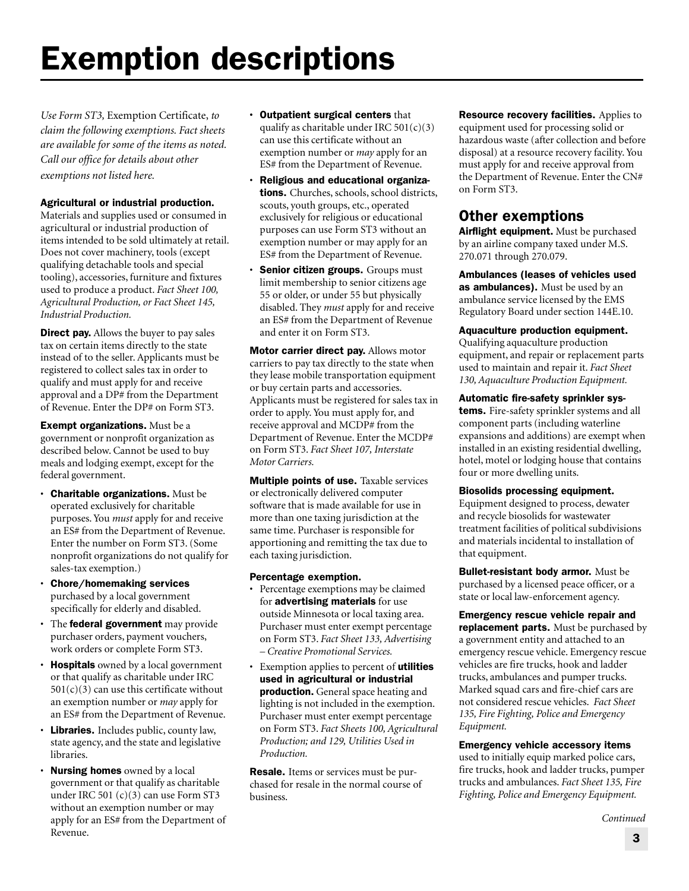# Exemption descriptions

*Use Form ST3,* Exemption Certificate, *to claim the following exemptions. Fact sheets are available for some of the items as noted. Call our office for details about other exemptions not listed here.*

**Agricultural or industrial production.** Materials and supplies used or consumed in agricultural or industrial production of items intended to be sold ultimately at retail. Does not cover machinery, tools (except qualifying detachable tools and special tooling), accessories, furniture and fixtures used to produce a product. *Fact Sheet 100, Agricultural Production, or Fact Sheet 145, Industrial Production.*

**Direct pay.** Allows the buyer to pay sales tax on certain items directly to the state instead of to the seller. Applicants must be registered to collect sales tax in order to qualify and must apply for and receive approval and a DP# from the Department of Revenue. Enter the DP# on Form ST3.

**Exempt organizations.** Must be a government or nonprofit organization as described below. Cannot be used to buy meals and lodging exempt, except for the federal government.

- **Charitable organizations.** Must be operated exclusively for charitable purposes. You *must* apply for and receive an ES# from the Department of Revenue. Enter the number on Form ST3. (Some nonprofit organizations do not qualify for sales-tax exemption.)
- **Chore/homemaking services** purchased by a local government specifically for elderly and disabled.
- The **federal government** may provide purchaser orders, payment vouchers, work orders or complete Form ST3.
- **Hospitals** owned by a local government or that qualify as charitable under IRC 501(c)(3) can use this certificate without an exemption number or *may* apply for an ES# from the Department of Revenue.
- **Libraries.** Includes public, county law, state agency, and the state and legislative libraries.
- **Nursing homes** owned by a local government or that qualify as charitable under IRC 501 (c)(3) can use Form ST3 without an exemption number or may apply for an ES# from the Department of Revenue.
- **Outpatient surgical centers** that qualify as charitable under IRC 501(c)(3) can use this certificate without an exemption number or *may* apply for an ES# from the Department of Revenue.
- **Religious and educational organizations.** Churches, schools, school districts, scouts, youth groups, etc., operated exclusively for religious or educational purposes can use Form ST3 without an exemption number or may apply for an ES# from the Department of Revenue.
- **Senior citizen groups.** Groups must limit membership to senior citizens age 55 or older, or under 55 but physically disabled. They *must* apply for and receive an ES# from the Department of Revenue and enter it on Form ST3.

**Motor carrier direct pay.** Allows motor carriers to pay tax directly to the state when they lease mobile transportation equipment or buy certain parts and accessories. Applicants must be registered for sales tax in order to apply. You must apply for, and receive approval and MCDP# from the Department of Revenue. Enter the MCDP# on Form ST3. *Fact Sheet 107, Interstate Motor Carriers.*

**Multiple points of use.** Taxable services or electronically delivered computer software that is made available for use in more than one taxing jurisdiction at the same time. Purchaser is responsible for apportioning and remitting the tax due to each taxing jurisdiction.

**Percentage exemption.**

- Percentage exemptions may be claimed for **advertising materials** for use outside Minnesota or local taxing area. Purchaser must enter exempt percentage on Form ST3. *Fact Sheet 133, Advertising – Creative Promotional Services.*
- Exemption applies to percent of **utilities used in agricultural or industrial production.** General space heating and lighting is not included in the exemption. Purchaser must enter exempt percentage on Form ST3. *Fact Sheets 100, Agricultural Production; and 129, Utilities Used in Production.*

**Resale.** Items or services must be purchased for resale in the normal course of business.

**Resource recovery facilities.** Applies to equipment used for processing solid or hazardous waste (after collection and before disposal) at a resource recovery facility. You must apply for and receive approval from the Department of Revenue. Enter the CN# on Form ST3.

## Other exemptions

**Airflight equipment.** Must be purchased by an airline company taxed under M.S. 270.071 through 270.079.

**Ambulances (leases of vehicles used as ambulances).** Must be used by an ambulance service licensed by the EMS Regulatory Board under section 144E.10.

**Aquaculture production equipment.** Qualifying aquaculture production equipment, and repair or replacement parts used to maintain and repair it. *Fact Sheet 130, Aquaculture Production Equipment.*

**Automatic fire-safety sprinkler systems.** Fire-safety sprinkler systems and all component parts (including waterline expansions and additions) are exempt when installed in an existing residential dwelling, hotel, motel or lodging house that contains four or more dwelling units.

**Biosolids processing equipment.** Equipment designed to process, dewater and recycle biosolids for wastewater treatment facilities of political subdivisions and materials incidental to installation of that equipment.

**Bullet-resistant body armor.** Must be purchased by a licensed peace officer, or a state or local law-enforcement agency.

**Emergency rescue vehicle repair and replacement parts.** Must be purchased by a government entity and attached to an emergency rescue vehicle. Emergency rescue vehicles are fire trucks, hook and ladder trucks, ambulances and pumper trucks. Marked squad cars and fire-chief cars are not considered rescue vehicles. *Fact Sheet 135, Fire Fighting, Police and Emergency Equipment.*

**Emergency vehicle accessory items** used to initially equip marked police cars, fire trucks, hook and ladder trucks, pumper trucks and ambulances. *Fact Sheet 135, Fire Fighting, Police and Emergency Equipment.*

*Continued*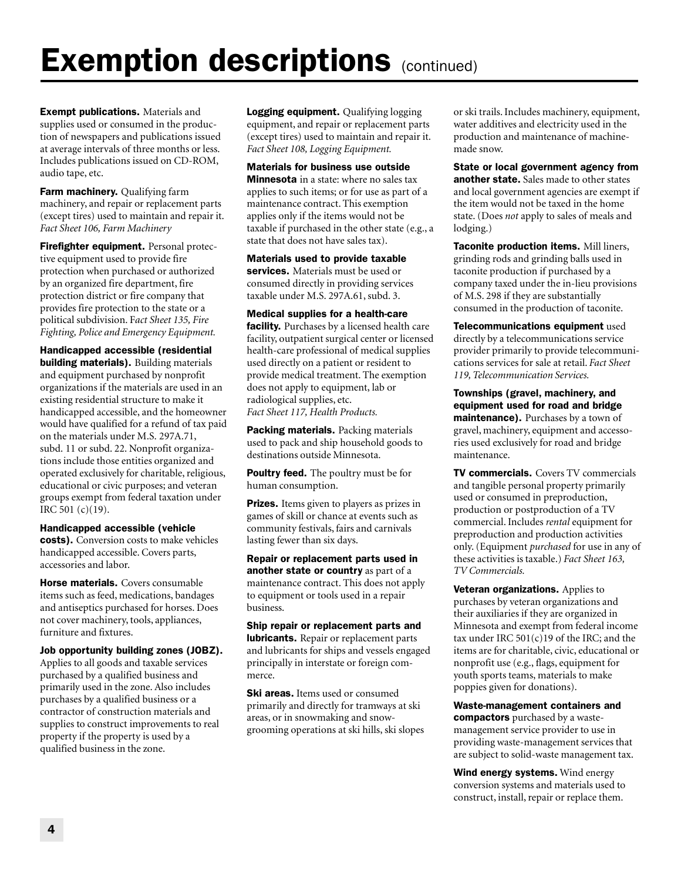# Exemption descriptions (continued)

**Exempt publications.** Materials and supplies used or consumed in the production of newspapers and publications issued at average intervals of three months or less. Includes publications issued on CD-ROM, audio tape, etc.

**Farm machinery.** Qualifying farm machinery, and repair or replacement parts (except tires) used to maintain and repair it. *Fact Sheet 106, Farm Machinery*

**Firefighter equipment.** Personal protective equipment used to provide fire protection when purchased or authorized by an organized fire department, fire protection district or fire company that provides fire protection to the state or a political subdivision. *Fact Sheet 135, Fire Fighting, Police and Emergency Equipment.*

**Handicapped accessible (residential building materials).** Building materials and equipment purchased by nonprofit organizations if the materials are used in an existing residential structure to make it handicapped accessible, and the homeowner would have qualified for a refund of tax paid on the materials under M.S. 297A.71, subd. 11 or subd. 22. Nonprofit organizations include those entities organized and operated exclusively for charitable, religious, educational or civic purposes; and veteran groups exempt from federal taxation under IRC 501 (c)(19).

**Handicapped accessible (vehicle costs).** Conversion costs to make vehicles handicapped accessible. Covers parts, accessories and labor.

**Horse materials.** Covers consumable items such as feed, medications, bandages and antiseptics purchased for horses. Does not cover machinery, tools, appliances, furniture and fixtures.

**Job opportunity building zones (JOBZ).** Applies to all goods and taxable services purchased by a qualified business and primarily used in the zone. Also includes purchases by a qualified business or a contractor of construction materials and supplies to construct improvements to real property if the property is used by a qualified business in the zone.

**Logging equipment.** Qualifying logging equipment, and repair or replacement parts (except tires) used to maintain and repair it. *Fact Sheet 108, Logging Equipment.*

**Materials for business use outside Minnesota** in a state: where no sales tax applies to such items; or for use as part of a maintenance contract. This exemption applies only if the items would not be taxable if purchased in the other state (e.g., a state that does not have sales tax).

**Materials used to provide taxable services.** Materials must be used or consumed directly in providing services taxable under M.S. 297A.61, subd. 3.

**Medical supplies for a health-care facility.** Purchases by a licensed health care facility, outpatient surgical center or licensed health-care professional of medical supplies used directly on a patient or resident to provide medical treatment. The exemption does not apply to equipment, lab or radiological supplies, etc.
*Fact Sheet 117, Health Products.*

**Packing materials.** Packing materials used to pack and ship household goods to destinations outside Minnesota.

**Poultry feed.** The poultry must be for human consumption.

**Prizes.** Items given to players as prizes in games of skill or chance at events such as community festivals, fairs and carnivals lasting fewer than six days.

**Repair or replacement parts used in another state or country** as part of a maintenance contract. This does not apply to equipment or tools used in a repair business.

**Ship repair or replacement parts and lubricants.** Repair or replacement parts and lubricants for ships and vessels engaged principally in interstate or foreign commerce.

**Ski areas.** Items used or consumed primarily and directly for tramways at ski areas, or in snowmaking and snow-grooming operations at ski hills, ski slopes or ski trails. Includes machinery, equipment, water additives and electricity used in the production and maintenance of machine-made snow.

**State or local government agency from another state.** Sales made to other states and local government agencies are exempt if the item would not be taxed in the home state. (Does *not* apply to sales of meals and lodging.)

**Taconite production items.** Mill liners, grinding rods and grinding balls used in taconite production if purchased by a company taxed under the in-lieu provisions of M.S. 298 if they are substantially consumed in the production of taconite.

**Telecommunications equipment** used directly by a telecommunications service provider primarily to provide telecommunications services for sale at retail. *Fact Sheet 119, Telecommunication Services.*

**Townships (gravel, machinery, and equipment used for road and bridge maintenance).** Purchases by a town of gravel, machinery, equipment and accessories used exclusively for road and bridge maintenance.

**TV commercials.** Covers TV commercials and tangible personal property primarily used or consumed in preproduction, production or postproduction of a TV commercial. Includes *rental* equipment for preproduction and production activities only. (Equipment *purchased* for use in any of these activities is taxable.) *Fact Sheet 163, TV Commercials.*

**Veteran organizations.** Applies to purchases by veteran organizations and their auxiliaries if they are organized in Minnesota and exempt from federal income tax under IRC 501(c)19 of the IRC; and the items are for charitable, civic, educational or nonprofit use (e.g., flags, equipment for youth sports teams, materials to make poppies given for donations).

**Waste-management containers and compactors** purchased by a waste-management service provider to use in providing waste-management services that are subject to solid-waste management tax.

**Wind energy systems.** Wind energy conversion systems and materials used to construct, install, repair or replace them.